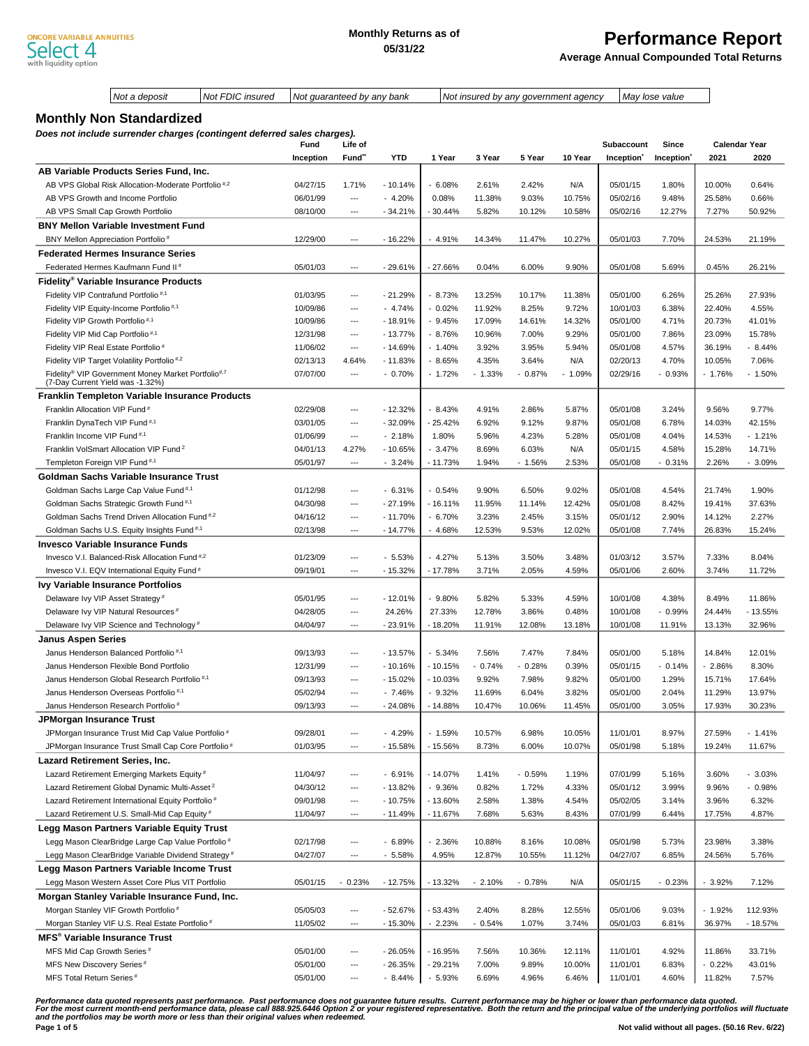ONCORE VARIABLE ANNUITIES Select 4 with liquidity option

**Monthly Returns as of 05/31/22**

# Performance Report

**Average Annual Compounded Total Returns**

| Not a deposit | Not FDIC insured | Not guaranteed by any bank | Not insured by any government agency | May lose value |
|---|---|---|---|---|

## Monthly Non Standardized

***Does not include surrender charges (contingent deferred sales charges).***

| | Fund Inception | Life of Fund** | YTD | 1 Year | 3 Year | 5 Year | 10 Year | Subaccount Inception* | Since Inception* | Calendar Year 2021 | 2020 |
|---|---|---|---|---|---|---|---|---|---|---|---|
| **AB Variable Products Series Fund, Inc.** | | | | | | | | | | | |
| AB VPS Global Risk Allocation-Moderate Portfolio #,2 | 04/27/15 | 1.71% | - 10.14% | - 6.08% | 2.61% | 2.42% | N/A | 05/01/15 | 1.80% | 10.00% | 0.64% |
| AB VPS Growth and Income Portfolio | 06/01/99 | --- | - 4.20% | 0.08% | 11.38% | 9.03% | 10.75% | 05/02/16 | 9.48% | 25.58% | 0.66% |
| AB VPS Small Cap Growth Portfolio | 08/10/00 | --- | - 34.21% | - 30.44% | 5.82% | 10.12% | 10.58% | 05/02/16 | 12.27% | 7.27% | 50.92% |
| **BNY Mellon Variable Investment Fund** | | | | | | | | | | | |
| BNY Mellon Appreciation Portfolio # | 12/29/00 | --- | - 16.22% | - 4.91% | 14.34% | 11.47% | 10.27% | 05/01/03 | 7.70% | 24.53% | 21.19% |
| **Federated Hermes Insurance Series** | | | | | | | | | | | |
| Federated Hermes Kaufmann Fund II # | 05/01/03 | --- | - 29.61% | - 27.66% | 0.04% | 6.00% | 9.90% | 05/01/08 | 5.69% | 0.45% | 26.21% |
| **Fidelity® Variable Insurance Products** | | | | | | | | | | | |
| Fidelity VIP Contrafund Portfolio #,1 | 01/03/95 | --- | - 21.29% | - 8.73% | 13.25% | 10.17% | 11.38% | 05/01/00 | 6.26% | 25.26% | 27.93% |
| Fidelity VIP Equity-Income Portfolio #,1 | 10/09/86 | --- | - 4.74% | - 0.02% | 11.92% | 8.25% | 9.72% | 10/01/03 | 6.38% | 22.40% | 4.55% |
| Fidelity VIP Growth Portfolio #,1 | 10/09/86 | --- | - 18.91% | - 9.45% | 17.09% | 14.61% | 14.32% | 05/01/00 | 4.71% | 20.73% | 41.01% |
| Fidelity VIP Mid Cap Portfolio #,1 | 12/31/98 | --- | - 13.77% | - 8.76% | 10.96% | 7.00% | 9.29% | 05/01/00 | 7.86% | 23.09% | 15.78% |
| Fidelity VIP Real Estate Portfolio # | 11/06/02 | --- | - 14.69% | - 1.40% | 3.92% | 3.95% | 5.94% | 05/01/08 | 4.57% | 36.19% | - 8.44% |
| Fidelity VIP Target Volatility Portfolio #,2 | 02/13/13 | 4.64% | - 11.83% | - 8.65% | 4.35% | 3.64% | N/A | 02/20/13 | 4.70% | 10.05% | 7.06% |
| Fidelity® VIP Government Money Market Portfolio #,7 (7-Day Current Yield was -1.32%) | 07/07/00 | --- | - 0.70% | - 1.72% | - 1.33% | - 0.87% | - 1.09% | 02/29/16 | - 0.93% | - 1.76% | - 1.50% |
| **Franklin Templeton Variable Insurance Products** | | | | | | | | | | | |
| Franklin Allocation VIP Fund # | 02/29/08 | --- | - 12.32% | - 8.43% | 4.91% | 2.86% | 5.87% | 05/01/08 | 3.24% | 9.56% | 9.77% |
| Franklin DynaTech VIP Fund #,1 | 03/01/05 | --- | - 32.09% | - 25.42% | 6.92% | 9.12% | 9.87% | 05/01/08 | 6.78% | 14.03% | 42.15% |
| Franklin Income VIP Fund #,1 | 01/06/99 | --- | - 2.18% | 1.80% | 5.96% | 4.23% | 5.28% | 05/01/08 | 4.04% | 14.53% | - 1.21% |
| Franklin VolSmart Allocation VIP Fund 2 | 04/01/13 | 4.27% | - 10.65% | - 3.47% | 8.69% | 6.03% | N/A | 05/01/15 | 4.58% | 15.28% | 14.71% |
| Templeton Foreign VIP Fund #,1 | 05/01/97 | --- | - 3.24% | - 11.73% | 1.94% | - 1.56% | 2.53% | 05/01/08 | - 0.31% | 2.26% | - 3.09% |
| **Goldman Sachs Variable Insurance Trust** | | | | | | | | | | | |
| Goldman Sachs Large Cap Value Fund #,1 | 01/12/98 | --- | - 6.31% | - 0.54% | 9.90% | 6.50% | 9.02% | 05/01/08 | 4.54% | 21.74% | 1.90% |
| Goldman Sachs Strategic Growth Fund #,1 | 04/30/98 | --- | - 27.19% | - 16.11% | 11.95% | 11.14% | 12.42% | 05/01/08 | 8.42% | 19.41% | 37.63% |
| Goldman Sachs Trend Driven Allocation Fund #,2 | 04/16/12 | --- | - 11.70% | - 6.70% | 3.23% | 2.45% | 3.15% | 05/01/12 | 2.90% | 14.12% | 2.27% |
| Goldman Sachs U.S. Equity Insights Fund #,1 | 02/13/98 | --- | - 14.77% | - 4.68% | 12.53% | 9.53% | 12.02% | 05/01/08 | 7.74% | 26.83% | 15.24% |
| **Invesco Variable Insurance Funds** | | | | | | | | | | | |
| Invesco V.I. Balanced-Risk Allocation Fund #,2 | 01/23/09 | --- | - 5.53% | - 4.27% | 5.13% | 3.50% | 3.48% | 01/03/12 | 3.57% | 7.33% | 8.04% |
| Invesco V.I. EQV International Equity Fund # | 09/19/01 | --- | - 15.32% | - 17.78% | 3.71% | 2.05% | 4.59% | 05/01/06 | 2.60% | 3.74% | 11.72% |
| **Ivy Variable Insurance Portfolios** | | | | | | | | | | | |
| Delaware Ivy VIP Asset Strategy # | 05/01/95 | --- | - 12.01% | - 9.80% | 5.82% | 5.33% | 4.59% | 10/01/08 | 4.38% | 8.49% | 11.86% |
| Delaware Ivy VIP Natural Resources # | 04/28/05 | --- | 24.26% | 27.33% | 12.78% | 3.86% | 0.48% | 10/01/08 | - 0.99% | 24.44% | - 13.55% |
| Delaware Ivy VIP Science and Technology # | 04/04/97 | --- | - 23.91% | - 18.20% | 11.91% | 12.08% | 13.18% | 10/01/08 | 11.91% | 13.13% | 32.96% |
| **Janus Aspen Series** | | | | | | | | | | | |
| Janus Henderson Balanced Portfolio #,1 | 09/13/93 | --- | - 13.57% | - 5.34% | 7.56% | 7.47% | 7.84% | 05/01/00 | 5.18% | 14.84% | 12.01% |
| Janus Henderson Flexible Bond Portfolio | 12/31/99 | --- | - 10.16% | - 10.15% | - 0.74% | - 0.28% | 0.39% | 05/01/15 | - 0.14% | - 2.86% | 8.30% |
| Janus Henderson Global Research Portfolio #,1 | 09/13/93 | --- | - 15.02% | - 10.03% | 9.92% | 7.98% | 9.82% | 05/01/00 | 1.29% | 15.71% | 17.64% |
| Janus Henderson Overseas Portfolio #,1 | 05/02/94 | --- | - 7.46% | - 9.32% | 11.69% | 6.04% | 3.82% | 05/01/00 | 2.04% | 11.29% | 13.97% |
| Janus Henderson Research Portfolio # | 09/13/93 | --- | - 24.08% | - 14.88% | 10.47% | 10.06% | 11.45% | 05/01/00 | 3.05% | 17.93% | 30.23% |
| **JPMorgan Insurance Trust** | | | | | | | | | | | |
| JPMorgan Insurance Trust Mid Cap Value Portfolio # | 09/28/01 | --- | - 4.29% | - 1.59% | 10.57% | 6.98% | 10.05% | 11/01/01 | 8.97% | 27.59% | - 1.41% |
| JPMorgan Insurance Trust Small Cap Core Portfolio # | 01/03/95 | --- | - 15.58% | - 15.56% | 8.73% | 6.00% | 10.07% | 05/01/98 | 5.18% | 19.24% | 11.67% |
| **Lazard Retirement Series, Inc.** | | | | | | | | | | | |
| Lazard Retirement Emerging Markets Equity # | 11/04/97 | --- | - 6.91% | - 14.07% | 1.41% | - 0.59% | 1.19% | 07/01/99 | 5.16% | 3.60% | - 3.03% |
| Lazard Retirement Global Dynamic Multi-Asset 2 | 04/30/12 | --- | - 13.82% | - 9.36% | 0.82% | 1.72% | 4.33% | 05/01/12 | 3.99% | 9.96% | - 0.98% |
| Lazard Retirement International Equity Portfolio # | 09/01/98 | --- | - 10.75% | - 13.60% | 2.58% | 1.38% | 4.54% | 05/02/05 | 3.14% | 3.96% | 6.32% |
| Lazard Retirement U.S. Small-Mid Cap Equity # | 11/04/97 | --- | - 11.49% | - 11.67% | 7.68% | 5.63% | 8.43% | 07/01/99 | 6.44% | 17.75% | 4.87% |
| **Legg Mason Partners Variable Equity Trust** | | | | | | | | | | | |
| Legg Mason ClearBridge Large Cap Value Portfolio # | 02/17/98 | --- | - 6.89% | - 2.36% | 10.88% | 8.16% | 10.08% | 05/01/98 | 5.73% | 23.98% | 3.38% |
| Legg Mason ClearBridge Variable Dividend Strategy # | 04/27/07 | --- | - 5.58% | 4.95% | 12.87% | 10.55% | 11.12% | 04/27/07 | 6.85% | 24.56% | 5.76% |
| **Legg Mason Partners Variable Income Trust** | | | | | | | | | | | |
| Legg Mason Western Asset Core Plus VIT Portfolio | 05/01/15 | - 0.23% | - 12.75% | - 13.32% | - 2.10% | - 0.78% | N/A | 05/01/15 | - 0.23% | - 3.92% | 7.12% |
| **Morgan Stanley Variable Insurance Fund, Inc.** | | | | | | | | | | | |
| Morgan Stanley VIF Growth Portfolio # | 05/05/03 | --- | - 52.67% | - 53.43% | 2.40% | 8.28% | 12.55% | 05/01/06 | 9.03% | - 1.92% | 112.93% |
| Morgan Stanley VIF U.S. Real Estate Portfolio # | 11/05/02 | --- | - 15.30% | - 2.23% | - 0.54% | 1.07% | 3.74% | 05/01/03 | 6.81% | 36.97% | - 18.57% |
| **MFS® Variable Insurance Trust** | | | | | | | | | | | |
| MFS Mid Cap Growth Series # | 05/01/00 | --- | - 26.05% | - 16.95% | 7.56% | 10.36% | 12.11% | 11/01/01 | 4.92% | 11.86% | 33.71% |
| MFS New Discovery Series # | 05/01/00 | --- | - 26.35% | - 29.21% | 7.00% | 9.89% | 10.00% | 11/01/01 | 6.83% | - 0.22% | 43.01% |
| MFS Total Return Series # | 05/01/00 | --- | - 8.44% | - 5.93% | 6.69% | 4.96% | 6.46% | 11/01/01 | 4.60% | 11.82% | 7.57% |

***Performance data quoted represents past performance. Past performance does not guarantee future results. Current performance may be higher or lower than performance data quoted. For the most current month-end performance data, please call 888.925.6446 Option 2 or your registered representative. Both the return and the principal value of the underlying portfolios will fluctuate and the portfolios may be worth more or less than their original values when redeemed.***

**Not valid without all pages. (50.16 Rev. 6/22)**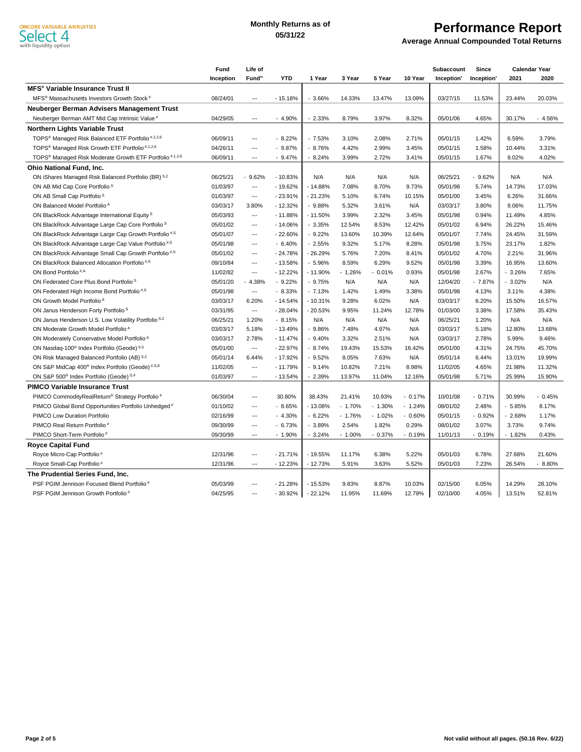ONCORE VARIABLE ANNUITIES
Select 4
with liquidity option

**Monthly Returns as of 05/31/22**

# Performance Report

**Average Annual Compounded Total Returns**

| | Fund Inception | Life of Fund** | YTD | 1 Year | 3 Year | 5 Year | 10 Year | Subaccount Inception* | Since Inception* | Calendar Year 2021 | 2020 |
|---|---|---|---|---|---|---|---|---|---|---|---|
| **MFS® Variable Insurance Trust II** | | | | | | | | | | | |
| MFS® Massachusetts Investors Growth Stock [#] | 08/24/01 | --- | - 15.18% | - 3.66% | 14.33% | 13.47% | 13.09% | 03/27/15 | 11.53% | 23.44% | 20.03% |
| **Neuberger Berman Advisers Management Trust** | | | | | | | | | | | |
| Neuberger Berman AMT Mid Cap Intrinsic Value [#] | 04/29/05 | --- | - 4.90% | - 2.33% | 8.79% | 3.97% | 8.32% | 05/01/06 | 4.65% | 30.17% | - 4.56% |
| **Northern Lights Variable Trust** | | | | | | | | | | | |
| TOPS® Managed Risk Balanced ETF Portfolio [#,1,2,6] | 06/09/11 | --- | - 8.22% | - 7.53% | 3.10% | 2.08% | 2.71% | 05/01/15 | 1.42% | 6.59% | 3.79% |
| TOPS® Managed Risk Growth ETF Portfolio [#,1,2,6] | 04/26/11 | --- | - 9.87% | - 8.76% | 4.42% | 2.99% | 3.45% | 05/01/15 | 1.58% | 10.44% | 3.31% |
| TOPS® Managed Risk Moderate Growth ETF Portfolio [#,1,2,6] | 06/09/11 | --- | - 9.47% | - 8.24% | 3.99% | 2.72% | 3.41% | 05/01/15 | 1.67% | 9.02% | 4.02% |
| **Ohio National Fund, Inc.** | | | | | | | | | | | |
| ON iShares Managed Risk Balanced Portfolio (BR) [S,2] | 06/25/21 | - 9.62% | - 10.83% | N/A | N/A | N/A | N/A | 06/25/21 | - 9.62% | N/A | N/A |
| ON AB Mid Cap Core Portfolio [S] | 01/03/97 | --- | - 19.62% | - 14.88% | 7.08% | 8.70% | 9.73% | 05/01/98 | 5.74% | 14.73% | 17.03% |
| ON AB Small Cap Portfolio [S] | 01/03/97 | --- | - 23.91% | - 21.23% | 5.10% | 6.74% | 10.15% | 05/01/00 | 3.45% | 6.26% | 31.66% |
| ON Balanced Model Portfolio [A] | 03/03/17 | 3.80% | - 12.32% | - 9.88% | 5.32% | 3.61% | N/A | 03/03/17 | 3.80% | 9.06% | 11.75% |
| ON BlackRock Advantage International Equity [S] | 05/03/93 | --- | - 11.88% | - 11.50% | 3.99% | 2.32% | 3.45% | 05/01/98 | 0.94% | 11.49% | 4.85% |
| ON BlackRock Advantage Large Cap Core Portfolio [S] | 05/01/02 | --- | - 14.06% | - 3.35% | 12.54% | 8.53% | 12.42% | 05/01/02 | 6.94% | 26.22% | 15.46% |
| ON BlackRock Advantage Large Cap Growth Portfolio [#,S] | 05/01/07 | --- | - 22.60% | - 9.22% | 13.60% | 10.39% | 12.64% | 05/01/07 | 7.74% | 24.45% | 31.59% |
| ON BlackRock Advantage Large Cap Value Portfolio [#,S] | 05/01/98 | --- | - 6.40% | - 2.55% | 9.32% | 5.17% | 8.28% | 05/01/98 | 3.75% | 23.17% | 1.82% |
| ON BlackRock Advantage Small Cap Growth Portfolio [#,S] | 05/01/02 | --- | - 24.78% | - 26.29% | 5.76% | 7.20% | 8.41% | 05/01/02 | 4.70% | 2.21% | 31.96% |
| ON BlackRock Balanced Allocation Portfolio [#,S] | 09/10/84 | --- | - 13.58% | - 5.96% | 8.59% | 6.29% | 9.52% | 05/01/98 | 3.39% | 16.95% | 13.60% |
| ON Bond Portfolio [#,A] | 11/02/82 | --- | - 12.22% | - 11.90% | - 1.26% | - 0.01% | 0.93% | 05/01/98 | 2.67% | - 3.26% | 7.65% |
| ON Federated Core Plus Bond Portfolio [S] | 05/01/20 | - 4.38% | - 9.22% | - 9.75% | N/A | N/A | N/A | 12/04/20 | - 7.87% | - 3.02% | N/A |
| ON Federated High Income Bond Portfolio [#,S] | 05/01/98 | --- | - 8.33% | - 7.13% | 1.42% | 1.49% | 3.38% | 05/01/98 | 4.13% | 3.11% | 4.38% |
| ON Growth Model Portfolio [A] | 03/03/17 | 6.20% | - 14.54% | - 10.31% | 9.28% | 6.02% | N/A | 03/03/17 | 6.20% | 15.50% | 16.57% |
| ON Janus Henderson Forty Portfolio [S] | 03/31/95 | --- | - 28.04% | - 20.53% | 9.95% | 11.24% | 12.78% | 01/03/00 | 3.38% | 17.58% | 35.43% |
| ON Janus Henderson U.S. Low Volatility Portfolio [S,2] | 06/25/21 | 1.20% | - 8.15% | N/A | N/A | N/A | N/A | 06/25/21 | 1.20% | N/A | N/A |
| ON Moderate Growth Model Portfolio [A] | 03/03/17 | 5.18% | - 13.49% | - 9.86% | 7.48% | 4.97% | N/A | 03/03/17 | 5.18% | 12.80% | 13.68% |
| ON Moderately Conservative Model Portfolio [A] | 03/03/17 | 2.78% | - 11.47% | - 9.40% | 3.32% | 2.51% | N/A | 03/03/17 | 2.78% | 5.99% | 9.46% |
| ON Nasdaq-100® Index Portfolio (Geode) [S,5] | 05/01/00 | --- | - 22.97% | - 8.74% | 19.43% | 15.53% | 16.42% | 05/01/00 | 4.31% | 24.75% | 45.70% |
| ON Risk Managed Balanced Portfolio (AB) [S,2] | 05/01/14 | 6.44% | - 17.92% | - 9.52% | 8.05% | 7.63% | N/A | 05/01/14 | 6.44% | 13.01% | 19.99% |
| ON S&P MidCap 400® Index Portfolio (Geode) [#,S,8] | 11/02/05 | --- | - 11.79% | - 9.14% | 10.82% | 7.21% | 8.98% | 11/02/05 | 4.65% | 21.98% | 11.32% |
| ON S&P 500® Index Portfolio (Geode) [S,4] | 01/03/97 | --- | - 13.54% | - 2.39% | 13.97% | 11.04% | 12.16% | 05/01/98 | 5.71% | 25.99% | 15.90% |
| **PIMCO Variable Insurance Trust** | | | | | | | | | | | |
| PIMCO CommodityRealReturn® Strategy Portfolio [#] | 06/30/04 | --- | 30.80% | 38.43% | 21.41% | 10.93% | - 0.17% | 10/01/08 | - 0.71% | 30.99% | - 0.45% |
| PIMCO Global Bond Opportunities Portfolio Unhedged [#] | 01/10/02 | --- | - 8.65% | - 13.08% | - 1.70% | - 1.30% | - 1.24% | 08/01/02 | 2.48% | - 5.85% | 8.17% |
| PIMCO Low Duration Portfolio | 02/16/99 | --- | - 4.30% | - 6.22% | - 1.76% | - 1.02% | - 0.60% | 05/01/15 | - 0.92% | - 2.68% | 1.17% |
| PIMCO Real Return Portfolio [#] | 09/30/99 | --- | - 6.73% | - 3.89% | 2.54% | 1.82% | 0.29% | 08/01/02 | 3.07% | 3.73% | 9.74% |
| PIMCO Short-Term Portfolio [#] | 09/30/99 | --- | - 1.90% | - 3.24% | - 1.00% | - 0.37% | - 0.19% | 11/01/13 | - 0.19% | - 1.82% | 0.43% |
| **Royce Capital Fund** | | | | | | | | | | | |
| Royce Micro-Cap Portfolio [#] | 12/31/96 | --- | - 21.71% | - 19.55% | 11.17% | 6.38% | 5.22% | 05/01/03 | 6.78% | 27.68% | 21.60% |
| Royce Small-Cap Portfolio [#] | 12/31/96 | --- | - 12.23% | - 12.73% | 5.91% | 3.63% | 5.52% | 05/01/03 | 7.23% | 26.54% | - 8.80% |
| **The Prudential Series Fund, Inc.** | | | | | | | | | | | |
| PSF PGIM Jennison Focused Blend Portfolio [#] | 05/03/99 | --- | - 21.28% | - 15.53% | 9.83% | 8.87% | 10.03% | 02/15/00 | 6.05% | 14.29% | 28.10% |
| PSF PGIM Jennison Growth Portfolio [#] | 04/25/95 | --- | - 30.92% | - 22.12% | 11.95% | 11.69% | 12.79% | 02/10/00 | 4.05% | 13.51% | 52.81% |

Not valid without all pages. (50.16 Rev. 6/22)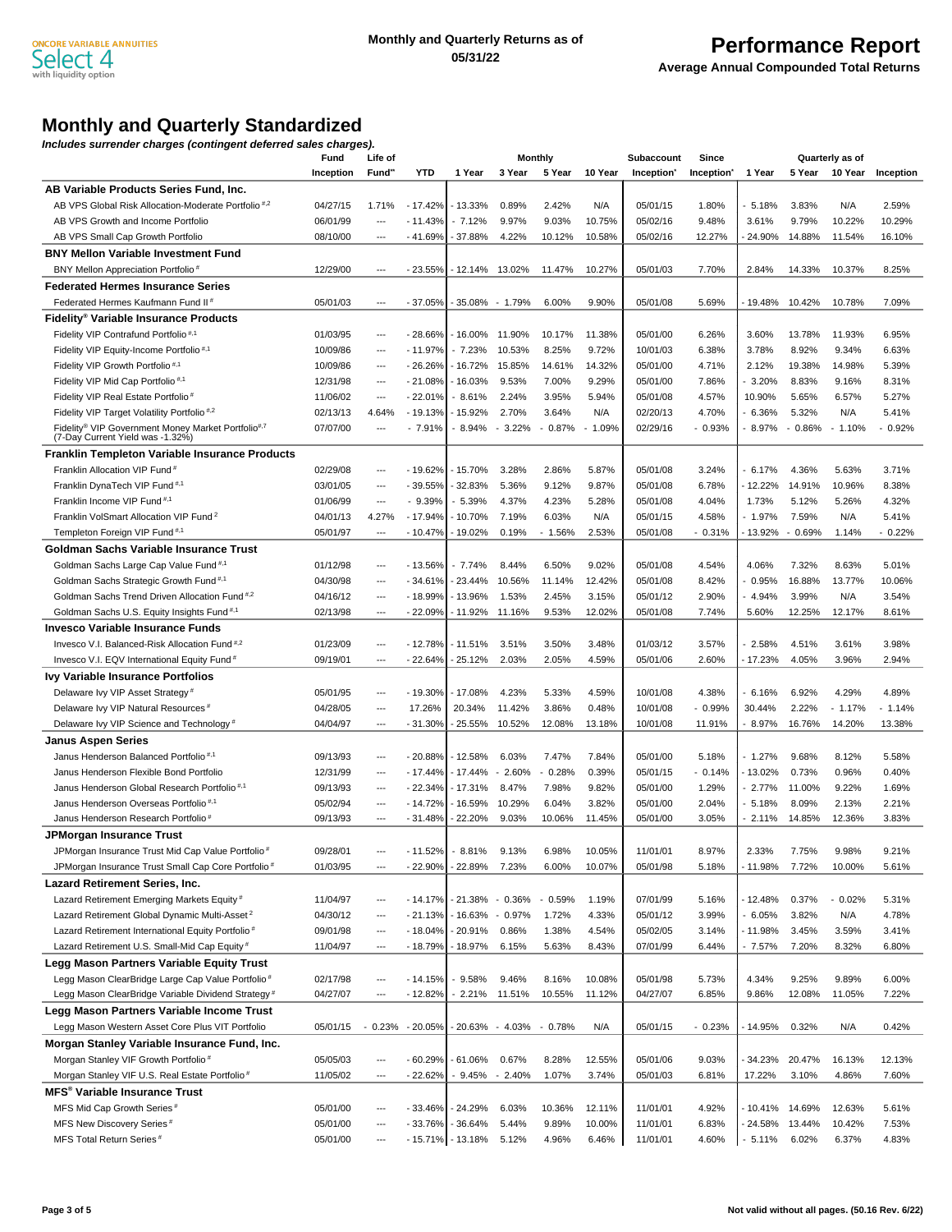**Monthly and Quarterly Returns as of 05/31/22**

# Performance Report

**Average Annual Compounded Total Returns**

## Monthly and Quarterly Standardized

***Includes surrender charges (contingent deferred sales charges).***

| | Fund Inception | Life of Fund** | YTD | Monthly 1 Year | Monthly 3 Year | Monthly 5 Year | Monthly 10 Year | Subaccount Inception* | Since Inception* | Quarterly as of 1 Year | Quarterly as of 5 Year | Quarterly as of 10 Year | Quarterly as of Inception |
|---|---|---|---|---|---|---|---|---|---|---|---|---|---|
| **AB Variable Products Series Fund, Inc.** | | | | | | | | | | | | | |
| AB VPS Global Risk Allocation-Moderate Portfolio #,2 | 04/27/15 | 1.71% | - 17.42% | - 13.33% | 0.89% | 2.42% | N/A | 05/01/15 | 1.80% | - 5.18% | 3.83% | N/A | 2.59% |
| AB VPS Growth and Income Portfolio | 06/01/99 | --- | - 11.43% | - 7.12% | 9.97% | 9.03% | 10.75% | 05/02/16 | 9.48% | 3.61% | 9.79% | 10.22% | 10.29% |
| AB VPS Small Cap Growth Portfolio | 08/10/00 | --- | - 41.69% | - 37.88% | 4.22% | 10.12% | 10.58% | 05/02/16 | 12.27% | - 24.90% | 14.88% | 11.54% | 16.10% |
| **BNY Mellon Variable Investment Fund** | | | | | | | | | | | | | |
| BNY Mellon Appreciation Portfolio # | 12/29/00 | --- | - 23.55% | - 12.14% | 13.02% | 11.47% | 10.27% | 05/01/03 | 7.70% | 2.84% | 14.33% | 10.37% | 8.25% |
| **Federated Hermes Insurance Series** | | | | | | | | | | | | | |
| Federated Hermes Kaufmann Fund II # | 05/01/03 | --- | - 37.05% | - 35.08% | - 1.79% | 6.00% | 9.90% | 05/01/08 | 5.69% | - 19.48% | 10.42% | 10.78% | 7.09% |
| **Fidelity® Variable Insurance Products** | | | | | | | | | | | | | |
| Fidelity VIP Contrafund Portfolio #,1 | 01/03/95 | --- | - 28.66% | - 16.00% | 11.90% | 10.17% | 11.38% | 05/01/00 | 6.26% | 3.60% | 13.78% | 11.93% | 6.95% |
| Fidelity VIP Equity-Income Portfolio #,1 | 10/09/86 | --- | - 11.97% | - 7.23% | 10.53% | 8.25% | 9.72% | 10/01/03 | 6.38% | 3.78% | 8.92% | 9.34% | 6.63% |
| Fidelity VIP Growth Portfolio #,1 | 10/09/86 | --- | - 26.26% | - 16.72% | 15.85% | 14.61% | 14.32% | 05/01/00 | 4.71% | 2.12% | 19.38% | 14.98% | 5.39% |
| Fidelity VIP Mid Cap Portfolio #,1 | 12/31/98 | --- | - 21.08% | - 16.03% | 9.53% | 7.00% | 9.29% | 05/01/00 | 7.86% | - 3.20% | 8.83% | 9.16% | 8.31% |
| Fidelity VIP Real Estate Portfolio # | 11/06/02 | --- | - 22.01% | - 8.61% | 2.24% | 3.95% | 5.94% | 05/01/08 | 4.57% | 10.90% | 5.65% | 6.57% | 5.27% |
| Fidelity VIP Target Volatility Portfolio #,2 | 02/13/13 | 4.64% | - 19.13% | - 15.92% | 2.70% | 3.64% | N/A | 02/20/13 | 4.70% | - 6.36% | 5.32% | N/A | 5.41% |
| Fidelity® VIP Government Money Market Portfolio #,7 (7-Day Current Yield was -1.32%) | 07/07/00 | --- | - 7.91% | - 8.94% | - 3.22% | - 0.87% | - 1.09% | 02/29/16 | - 0.93% | - 8.97% | - 0.86% | - 1.10% | - 0.92% |
| **Franklin Templeton Variable Insurance Products** | | | | | | | | | | | | | |
| Franklin Allocation VIP Fund # | 02/29/08 | --- | - 19.62% | - 15.70% | 3.28% | 2.86% | 5.87% | 05/01/08 | 3.24% | - 6.17% | 4.36% | 5.63% | 3.71% |
| Franklin DynaTech VIP Fund #,1 | 03/01/05 | --- | - 39.55% | - 32.83% | 5.36% | 9.12% | 9.87% | 05/01/08 | 6.78% | - 12.22% | 14.91% | 10.96% | 8.38% |
| Franklin Income VIP Fund #,1 | 01/06/99 | --- | - 9.39% | - 5.39% | 4.37% | 4.23% | 5.28% | 05/01/08 | 4.04% | 1.73% | 5.12% | 5.26% | 4.32% |
| Franklin VolSmart Allocation VIP Fund 2 | 04/01/13 | 4.27% | - 17.94% | - 10.70% | 7.19% | 6.03% | N/A | 05/01/15 | 4.58% | - 1.97% | 7.59% | N/A | 5.41% |
| Templeton Foreign VIP Fund #,1 | 05/01/97 | --- | - 10.47% | - 19.02% | 0.19% | - 1.56% | 2.53% | 05/01/08 | - 0.31% | - 13.92% | - 0.69% | 1.14% | - 0.22% |
| **Goldman Sachs Variable Insurance Trust** | | | | | | | | | | | | | |
| Goldman Sachs Large Cap Value Fund #,1 | 01/12/98 | --- | - 13.56% | - 7.74% | 8.44% | 6.50% | 9.02% | 05/01/08 | 4.54% | 4.06% | 7.32% | 8.63% | 5.01% |
| Goldman Sachs Strategic Growth Fund #,1 | 04/30/98 | --- | - 34.61% | - 23.44% | 10.56% | 11.14% | 12.42% | 05/01/08 | 8.42% | - 0.95% | 16.88% | 13.77% | 10.06% |
| Goldman Sachs Trend Driven Allocation Fund #,2 | 04/16/12 | --- | - 18.99% | - 13.96% | 1.53% | 2.45% | 3.15% | 05/01/12 | 2.90% | - 4.94% | 3.99% | N/A | 3.54% |
| Goldman Sachs U.S. Equity Insights Fund #,1 | 02/13/98 | --- | - 22.09% | - 11.92% | 11.16% | 9.53% | 12.02% | 05/01/08 | 7.74% | 5.60% | 12.25% | 12.17% | 8.61% |
| **Invesco Variable Insurance Funds** | | | | | | | | | | | | | |
| Invesco V.I. Balanced-Risk Allocation Fund #,2 | 01/23/09 | --- | - 12.78% | - 11.51% | 3.51% | 3.50% | 3.48% | 01/03/12 | 3.57% | - 2.58% | 4.51% | 3.61% | 3.98% |
| Invesco V.I. EQV International Equity Fund # | 09/19/01 | --- | - 22.64% | - 25.12% | 2.03% | 2.05% | 4.59% | 05/01/06 | 2.60% | - 17.23% | 4.05% | 3.96% | 2.94% |
| **Ivy Variable Insurance Portfolios** | | | | | | | | | | | | | |
| Delaware Ivy VIP Asset Strategy # | 05/01/95 | --- | - 19.30% | - 17.08% | 4.23% | 5.33% | 4.59% | 10/01/08 | 4.38% | - 6.16% | 6.92% | 4.29% | 4.89% |
| Delaware Ivy VIP Natural Resources # | 04/28/05 | --- | 17.26% | 20.34% | 11.42% | 3.86% | 0.48% | 10/01/08 | - 0.99% | 30.44% | 2.22% | - 1.17% | - 1.14% |
| Delaware Ivy VIP Science and Technology # | 04/04/97 | --- | - 31.30% | - 25.55% | 10.52% | 12.08% | 13.18% | 10/01/08 | 11.91% | - 8.97% | 16.76% | 14.20% | 13.38% |
| **Janus Aspen Series** | | | | | | | | | | | | | |
| Janus Henderson Balanced Portfolio #,1 | 09/13/93 | --- | - 20.88% | - 12.58% | 6.03% | 7.47% | 7.84% | 05/01/00 | 5.18% | - 1.27% | 9.68% | 8.12% | 5.58% |
| Janus Henderson Flexible Bond Portfolio | 12/31/99 | --- | - 17.44% | - 17.44% | - 2.60% | - 0.28% | 0.39% | 05/01/15 | - 0.14% | - 13.02% | 0.73% | 0.96% | 0.40% |
| Janus Henderson Global Research Portfolio #,1 | 09/13/93 | --- | - 22.34% | - 17.31% | 8.47% | 7.98% | 9.82% | 05/01/00 | 1.29% | - 2.77% | 11.00% | 9.22% | 1.69% |
| Janus Henderson Overseas Portfolio #,1 | 05/02/94 | --- | - 14.72% | - 16.59% | 10.29% | 6.04% | 3.82% | 05/01/00 | 2.04% | - 5.18% | 8.09% | 2.13% | 2.21% |
| Janus Henderson Research Portfolio # | 09/13/93 | --- | - 31.48% | - 22.20% | 9.03% | 10.06% | 11.45% | 05/01/00 | 3.05% | - 2.11% | 14.85% | 12.36% | 3.83% |
| **JPMorgan Insurance Trust** | | | | | | | | | | | | | |
| JPMorgan Insurance Trust Mid Cap Value Portfolio # | 09/28/01 | --- | - 11.52% | - 8.81% | 9.13% | 6.98% | 10.05% | 11/01/01 | 8.97% | 2.33% | 7.75% | 9.98% | 9.21% |
| JPMorgan Insurance Trust Small Cap Core Portfolio # | 01/03/95 | --- | - 22.90% | - 22.89% | 7.23% | 6.00% | 10.07% | 05/01/98 | 5.18% | - 11.98% | 7.72% | 10.00% | 5.61% |
| **Lazard Retirement Series, Inc.** | | | | | | | | | | | | | |
| Lazard Retirement Emerging Markets Equity # | 11/04/97 | --- | - 14.17% | - 21.38% | - 0.36% | - 0.59% | 1.19% | 07/01/99 | 5.16% | - 12.48% | 0.37% | - 0.02% | 5.31% |
| Lazard Retirement Global Dynamic Multi-Asset 2 | 04/30/12 | --- | - 21.13% | - 16.63% | - 0.97% | 1.72% | 4.33% | 05/01/12 | 3.99% | - 6.05% | 3.82% | N/A | 4.78% |
| Lazard Retirement International Equity Portfolio # | 09/01/98 | --- | - 18.04% | - 20.91% | 0.86% | 1.38% | 4.54% | 05/02/05 | 3.14% | - 11.98% | 3.45% | 3.59% | 3.41% |
| Lazard Retirement U.S. Small-Mid Cap Equity # | 11/04/97 | --- | - 18.79% | - 18.97% | 6.15% | 5.63% | 8.43% | 07/01/99 | 6.44% | - 7.57% | 7.20% | 8.32% | 6.80% |
| **Legg Mason Partners Variable Equity Trust** | | | | | | | | | | | | | |
| Legg Mason ClearBridge Large Cap Value Portfolio # | 02/17/98 | --- | - 14.15% | - 9.58% | 9.46% | 8.16% | 10.08% | 05/01/98 | 5.73% | 4.34% | 9.25% | 9.89% | 6.00% |
| Legg Mason ClearBridge Variable Dividend Strategy # | 04/27/07 | --- | - 12.82% | - 2.21% | 11.51% | 10.55% | 11.12% | 04/27/07 | 6.85% | 9.86% | 12.08% | 11.05% | 7.22% |
| **Legg Mason Partners Variable Income Trust** | | | | | | | | | | | | | |
| Legg Mason Western Asset Core Plus VIT Portfolio | 05/01/15 | - 0.23% | - 20.05% | - 20.63% | - 4.03% | - 0.78% | N/A | 05/01/15 | - 0.23% | - 14.95% | 0.32% | N/A | 0.42% |
| **Morgan Stanley Variable Insurance Fund, Inc.** | | | | | | | | | | | | | |
| Morgan Stanley VIF Growth Portfolio # | 05/05/03 | --- | - 60.29% | - 61.06% | 0.67% | 8.28% | 12.55% | 05/01/06 | 9.03% | - 34.23% | 20.47% | 16.13% | 12.13% |
| Morgan Stanley VIF U.S. Real Estate Portfolio # | 11/05/02 | --- | - 22.62% | - 9.45% | - 2.40% | 1.07% | 3.74% | 05/01/03 | 6.81% | 17.22% | 3.10% | 4.86% | 7.60% |
| **MFS® Variable Insurance Trust** | | | | | | | | | | | | | |
| MFS Mid Cap Growth Series # | 05/01/00 | --- | - 33.46% | - 24.29% | 6.03% | 10.36% | 12.11% | 11/01/01 | 4.92% | - 10.41% | 14.69% | 12.63% | 5.61% |
| MFS New Discovery Series # | 05/01/00 | --- | - 33.76% | - 36.64% | 5.44% | 9.89% | 10.00% | 11/01/01 | 6.83% | - 24.58% | 13.44% | 10.42% | 7.53% |
| MFS Total Return Series # | 05/01/00 | --- | - 15.71% | - 13.18% | 5.12% | 4.96% | 6.46% | 11/01/01 | 4.60% | - 5.11% | 6.02% | 6.37% | 4.83% |

Not valid without all pages. (50.16 Rev. 6/22)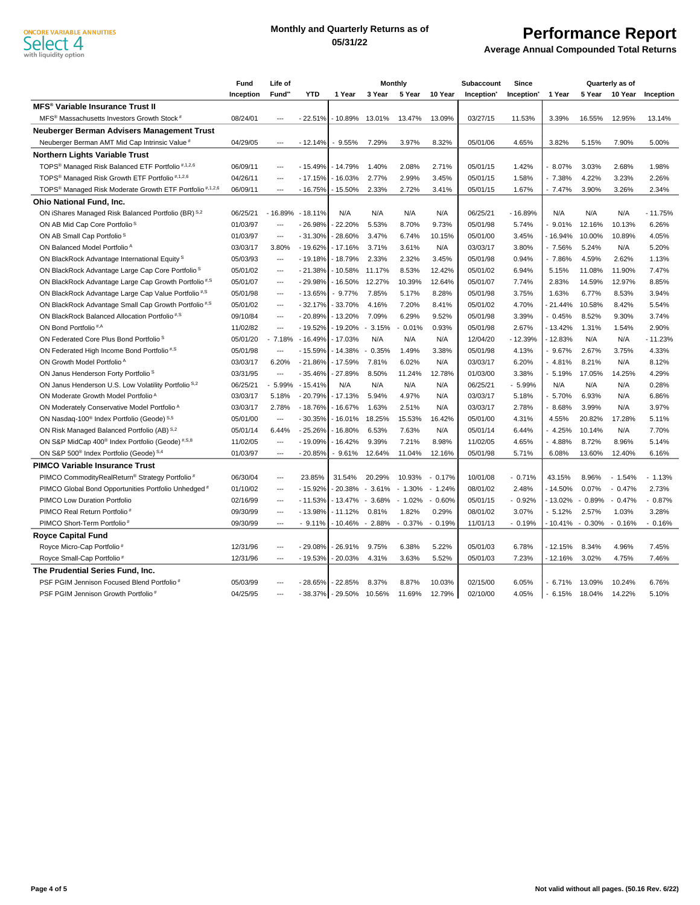ONCORE VARIABLE ANNUITIES
Select 4
with liquidity option

**Monthly and Quarterly Returns as of 05/31/22**

# Performance Report

**Average Annual Compounded Total Returns**

| | Fund Inception | Life of Fund** | Monthly YTD | Monthly 1 Year | Monthly 3 Year | Monthly 5 Year | Monthly 10 Year | Subaccount Inception* | Since Inception* | Quarterly as of 1 Year | Quarterly as of 5 Year | Quarterly as of 10 Year | Quarterly as of Inception |
|---|---|---|---|---|---|---|---|---|---|---|---|---|---|
| **MFS® Variable Insurance Trust II** | | | | | | | | | | | | | |
| MFS® Massachusetts Investors Growth Stock # | 08/24/01 | --- | - 22.51% | - 10.89% | 13.01% | 13.47% | 13.09% | 03/27/15 | 11.53% | 3.39% | 16.55% | 12.95% | 13.14% |
| **Neuberger Berman Advisers Management Trust** | | | | | | | | | | | | | |
| Neuberger Berman AMT Mid Cap Intrinsic Value # | 04/29/05 | --- | - 12.14% | - 9.55% | 7.29% | 3.97% | 8.32% | 05/01/06 | 4.65% | 3.82% | 5.15% | 7.90% | 5.00% |
| **Northern Lights Variable Trust** | | | | | | | | | | | | | |
| TOPS® Managed Risk Balanced ETF Portfolio #,1,2,6 | 06/09/11 | --- | - 15.49% | - 14.79% | 1.40% | 2.08% | 2.71% | 05/01/15 | 1.42% | - 8.07% | 3.03% | 2.68% | 1.98% |
| TOPS® Managed Risk Growth ETF Portfolio #,1,2,6 | 04/26/11 | --- | - 17.15% | - 16.03% | 2.77% | 2.99% | 3.45% | 05/01/15 | 1.58% | - 7.38% | 4.22% | 3.23% | 2.26% |
| TOPS® Managed Risk Moderate Growth ETF Portfolio #,1,2,6 | 06/09/11 | --- | - 16.75% | - 15.50% | 2.33% | 2.72% | 3.41% | 05/01/15 | 1.67% | - 7.47% | 3.90% | 3.26% | 2.34% |
| **Ohio National Fund, Inc.** | | | | | | | | | | | | | |
| ON iShares Managed Risk Balanced Portfolio (BR) S,2 | 06/25/21 | - 16.89% | - 18.11% | N/A | N/A | N/A | N/A | 06/25/21 | - 16.89% | N/A | N/A | N/A | - 11.75% |
| ON AB Mid Cap Core Portfolio S | 01/03/97 | --- | - 26.98% | - 22.20% | 5.53% | 8.70% | 9.73% | 05/01/98 | 5.74% | - 9.01% | 12.16% | 10.13% | 6.26% |
| ON AB Small Cap Portfolio S | 01/03/97 | --- | - 31.30% | - 28.60% | 3.47% | 6.74% | 10.15% | 05/01/00 | 3.45% | - 16.94% | 10.00% | 10.89% | 4.05% |
| ON Balanced Model Portfolio A | 03/03/17 | 3.80% | - 19.62% | - 17.16% | 3.71% | 3.61% | N/A | 03/03/17 | 3.80% | - 7.56% | 5.24% | N/A | 5.20% |
| ON BlackRock Advantage International Equity S | 05/03/93 | --- | - 19.18% | - 18.79% | 2.33% | 2.32% | 3.45% | 05/01/98 | 0.94% | - 7.86% | 4.59% | 2.62% | 1.13% |
| ON BlackRock Advantage Large Cap Core Portfolio S | 05/01/02 | --- | - 21.38% | - 10.58% | 11.17% | 8.53% | 12.42% | 05/01/02 | 6.94% | 5.15% | 11.08% | 11.90% | 7.47% |
| ON BlackRock Advantage Large Cap Growth Portfolio #,S | 05/01/07 | --- | - 29.98% | - 16.50% | 12.27% | 10.39% | 12.64% | 05/01/07 | 7.74% | 2.83% | 14.59% | 12.97% | 8.85% |
| ON BlackRock Advantage Large Cap Value Portfolio #,S | 05/01/98 | --- | - 13.65% | - 9.77% | 7.85% | 5.17% | 8.28% | 05/01/98 | 3.75% | 1.63% | 6.77% | 8.53% | 3.94% |
| ON BlackRock Advantage Small Cap Growth Portfolio #,S | 05/01/02 | --- | - 32.17% | - 33.70% | 4.16% | 7.20% | 8.41% | 05/01/02 | 4.70% | - 21.44% | 10.58% | 8.42% | 5.54% |
| ON BlackRock Balanced Allocation Portfolio #,S | 09/10/84 | --- | - 20.89% | - 13.20% | 7.09% | 6.29% | 9.52% | 05/01/98 | 3.39% | - 0.45% | 8.52% | 9.30% | 3.74% |
| ON Bond Portfolio #,A | 11/02/82 | --- | - 19.52% | - 19.20% | - 3.15% | - 0.01% | 0.93% | 05/01/98 | 2.67% | - 13.42% | 1.31% | 1.54% | 2.90% |
| ON Federated Core Plus Bond Portfolio S | 05/01/20 | - 7.18% | - 16.49% | - 17.03% | N/A | N/A | N/A | 12/04/20 | - 12.39% | - 12.83% | N/A | N/A | - 11.23% |
| ON Federated High Income Bond Portfolio #,S | 05/01/98 | --- | - 15.59% | - 14.38% | - 0.35% | 1.49% | 3.38% | 05/01/98 | 4.13% | - 9.67% | 2.67% | 3.75% | 4.33% |
| ON Growth Model Portfolio A | 03/03/17 | 6.20% | - 21.86% | - 17.59% | 7.81% | 6.02% | N/A | 03/03/17 | 6.20% | - 4.81% | 8.21% | N/A | 8.12% |
| ON Janus Henderson Forty Portfolio S | 03/31/95 | --- | - 35.46% | - 27.89% | 8.50% | 11.24% | 12.78% | 01/03/00 | 3.38% | - 5.19% | 17.05% | 14.25% | 4.29% |
| ON Janus Henderson U.S. Low Volatility Portfolio S,2 | 06/25/21 | - 5.99% | - 15.41% | N/A | N/A | N/A | N/A | 06/25/21 | - 5.99% | N/A | N/A | N/A | 0.28% |
| ON Moderate Growth Model Portfolio A | 03/03/17 | 5.18% | - 20.79% | - 17.13% | 5.94% | 4.97% | N/A | 03/03/17 | 5.18% | - 5.70% | 6.93% | N/A | 6.86% |
| ON Moderately Conservative Model Portfolio A | 03/03/17 | 2.78% | - 18.76% | - 16.67% | 1.63% | 2.51% | N/A | 03/03/17 | 2.78% | - 8.68% | 3.99% | N/A | 3.97% |
| ON Nasdaq-100® Index Portfolio (Geode) S,5 | 05/01/00 | --- | - 30.35% | - 16.01% | 18.25% | 15.53% | 16.42% | 05/01/00 | 4.31% | 4.55% | 20.82% | 17.28% | 5.11% |
| ON Risk Managed Balanced Portfolio (AB) S,2 | 05/01/14 | 6.44% | - 25.26% | - 16.80% | 6.53% | 7.63% | N/A | 05/01/14 | 6.44% | - 4.25% | 10.14% | N/A | 7.70% |
| ON S&P MidCap 400® Index Portfolio (Geode) #,S,8 | 11/02/05 | --- | - 19.09% | - 16.42% | 9.39% | 7.21% | 8.98% | 11/02/05 | 4.65% | - 4.88% | 8.72% | 8.96% | 5.14% |
| ON S&P 500® Index Portfolio (Geode) S,4 | 01/03/97 | --- | - 20.85% | - 9.61% | 12.64% | 11.04% | 12.16% | 05/01/98 | 5.71% | 6.08% | 13.60% | 12.40% | 6.16% |
| **PIMCO Variable Insurance Trust** | | | | | | | | | | | | | |
| PIMCO CommodityRealReturn® Strategy Portfolio # | 06/30/04 | --- | 23.85% | 31.54% | 20.29% | 10.93% | - 0.17% | 10/01/08 | - 0.71% | 43.15% | 8.96% | - 1.54% | - 1.13% |
| PIMCO Global Bond Opportunities Portfolio Unhedged # | 01/10/02 | --- | - 15.92% | - 20.38% | - 3.61% | - 1.30% | - 1.24% | 08/01/02 | 2.48% | - 14.50% | 0.07% | - 0.47% | 2.73% |
| PIMCO Low Duration Portfolio | 02/16/99 | --- | - 11.53% | - 13.47% | - 3.68% | - 1.02% | - 0.60% | 05/01/15 | - 0.92% | - 13.02% | - 0.89% | - 0.47% | - 0.87% |
| PIMCO Real Return Portfolio # | 09/30/99 | --- | - 13.98% | - 11.12% | 0.81% | 1.82% | 0.29% | 08/01/02 | 3.07% | - 5.12% | 2.57% | 1.03% | 3.28% |
| PIMCO Short-Term Portfolio # | 09/30/99 | --- | - 9.11% | - 10.46% | - 2.88% | - 0.37% | - 0.19% | 11/01/13 | - 0.19% | - 10.41% | - 0.30% | - 0.16% | - 0.16% |
| **Royce Capital Fund** | | | | | | | | | | | | | |
| Royce Micro-Cap Portfolio # | 12/31/96 | --- | - 29.08% | - 26.91% | 9.75% | 6.38% | 5.22% | 05/01/03 | 6.78% | - 12.15% | 8.34% | 4.96% | 7.45% |
| Royce Small-Cap Portfolio # | 12/31/96 | --- | - 19.53% | - 20.03% | 4.31% | 3.63% | 5.52% | 05/01/03 | 7.23% | - 12.16% | 3.02% | 4.75% | 7.46% |
| **The Prudential Series Fund, Inc.** | | | | | | | | | | | | | |
| PSF PGIM Jennison Focused Blend Portfolio # | 05/03/99 | --- | - 28.65% | - 22.85% | 8.37% | 8.87% | 10.03% | 02/15/00 | 6.05% | - 6.71% | 13.09% | 10.24% | 6.76% |
| PSF PGIM Jennison Growth Portfolio # | 04/25/95 | --- | - 38.37% | - 29.50% | 10.56% | 11.69% | 12.79% | 02/10/00 | 4.05% | - 6.15% | 18.04% | 14.22% | 5.10% |

Not valid without all pages. (50.16 Rev. 6/22)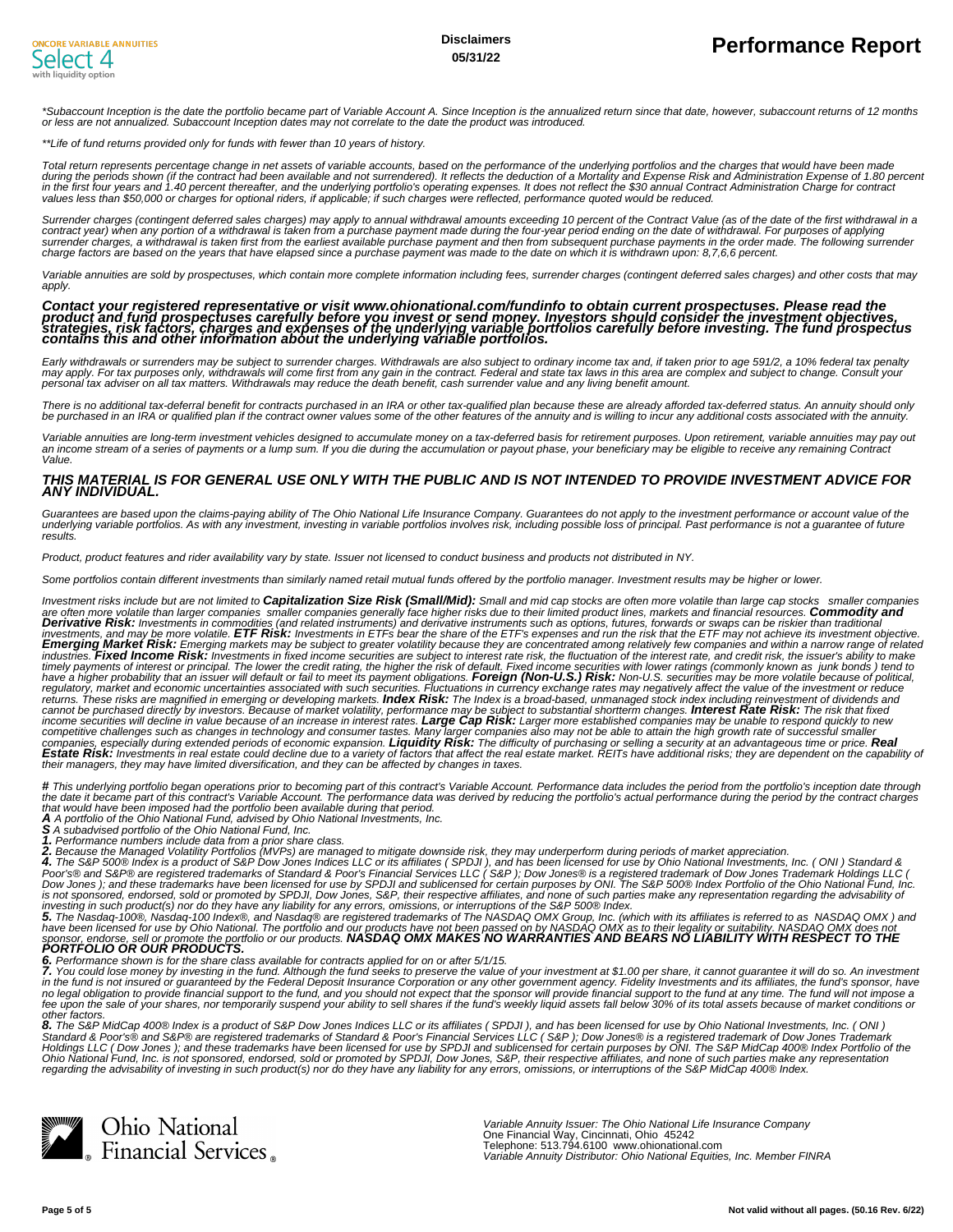# Disclaimers

05/31/22

## Performance Report

*Subaccount Inception is the date the portfolio became part of Variable Account A. Since Inception is the annualized return since that date, however, subaccount returns of 12 months or less are not annualized. Subaccount Inception dates may not correlate to the date the product was introduced.*

***Life of fund returns provided only for funds with fewer than 10 years of history.*

*Total return represents percentage change in net assets of variable accounts, based on the performance of the underlying portfolios and the charges that would have been made during the periods shown (if the contract had been available and not surrendered). It reflects the deduction of a Mortality and Expense Risk and Administration Expense of 1.80 percent in the first four years and 1.40 percent thereafter, and the underlying portfolio's operating expenses. It does not reflect the $30 annual Contract Administration Charge for contract values less than $50,000 or charges for optional riders, if applicable; if such charges were reflected, performance quoted would be reduced.*

*Surrender charges (contingent deferred sales charges) may apply to annual withdrawal amounts exceeding 10 percent of the Contract Value (as of the date of the first withdrawal in a contract year) when any portion of a withdrawal is taken from a purchase payment made during the four-year period ending on the date of withdrawal. For purposes of applying surrender charges, a withdrawal is taken first from the earliest available purchase payment and then from subsequent purchase payments in the order made. The following surrender charge factors are based on the years that have elapsed since a purchase payment was made to the date on which it is withdrawn upon: 8,7,6,6 percent.*

*Variable annuities are sold by prospectuses, which contain more complete information including fees, surrender charges (contingent deferred sales charges) and other costs that may apply.*

***Contact your registered representative or visit www.ohionational.com/fundinfo to obtain current prospectuses. Please read the product and fund prospectuses carefully before you invest or send money. Investors should consider the investment objectives, strategies, risk factors, charges and expenses of the underlying variable portfolios carefully before investing. The fund prospectus contains this and other information about the underlying variable portfolios.***

*Early withdrawals or surrenders may be subject to surrender charges. Withdrawals are also subject to ordinary income tax and, if taken prior to age 591/2, a 10% federal tax penalty may apply. For tax purposes only, withdrawals will come first from any gain in the contract. Federal and state tax laws in this area are complex and subject to change. Consult your personal tax adviser on all tax matters. Withdrawals may reduce the death benefit, cash surrender value and any living benefit amount.*

*There is no additional tax-deferral benefit for contracts purchased in an IRA or other tax-qualified plan because these are already afforded tax-deferred status. An annuity should only be purchased in an IRA or qualified plan if the contract owner values some of the other features of the annuity and is willing to incur any additional costs associated with the annuity.*

*Variable annuities are long-term investment vehicles designed to accumulate money on a tax-deferred basis for retirement purposes. Upon retirement, variable annuities may pay out an income stream of a series of payments or a lump sum. If you die during the accumulation or payout phase, your beneficiary may be eligible to receive any remaining Contract Value.*

***THIS MATERIAL IS FOR GENERAL USE ONLY WITH THE PUBLIC AND IS NOT INTENDED TO PROVIDE INVESTMENT ADVICE FOR ANY INDIVIDUAL.***

*Guarantees are based upon the claims-paying ability of The Ohio National Life Insurance Company. Guarantees do not apply to the investment performance or account value of the underlying variable portfolios. As with any investment, investing in variable portfolios involves risk, including possible loss of principal. Past performance is not a guarantee of future results.*

*Product, product features and rider availability vary by state. Issuer not licensed to conduct business and products not distributed in NY.*

*Some portfolios contain different investments than similarly named retail mutual funds offered by the portfolio manager. Investment results may be higher or lower.*

*Investment risks include but are not limited to* ***Capitalization Size Risk (Small/Mid):*** *Small and mid cap stocks are often more volatile than large cap stocks smaller companies are often more volatile than larger companies smaller companies generally face higher risks due to their limited product lines, markets and financial resources.* ***Commodity and Derivative Risk:*** *Investments in commodities (and related instruments) and derivative instruments such as options, futures, forwards or swaps can be riskier than traditional investments, and may be more volatile.* ***ETF Risk:*** *Investments in ETFs bear the share of the ETF's expenses and run the risk that the ETF may not achieve its investment objective.* ***Emerging Market Risk:*** *Emerging markets may be subject to greater volatility because they are concentrated among relatively few companies and within a narrow range of related industries.* ***Fixed Income Risk:*** *Investments in fixed income securities are subject to interest rate risk, the fluctuation of the interest rate, and credit risk, the issuer's ability to make timely payments of interest or principal. The lower the credit rating, the higher the risk of default. Fixed income securities with lower ratings (commonly known as junk bonds ) tend to have a higher probability that an issuer will default or fail to meet its payment obligations.* ***Foreign (Non-U.S.) Risk:*** *Non-U.S. securities may be more volatile because of political, regulatory, market and economic uncertainties associated with such securities. Fluctuations in currency exchange rates may negatively affect the value of the investment or reduce returns. These risks are magnified in emerging or developing markets.* ***Index Risk:*** *The Index is a broad-based, unmanaged stock index including reinvestment of dividends and cannot be purchased directly by investors. Because of market volatility, performance may be subject to substantial shortterm changes.* ***Interest Rate Risk:*** *The risk that fixed income securities will decline in value because of an increase in interest rates.* ***Large Cap Risk:*** *Larger more established companies may be unable to respond quickly to new competitive challenges such as changes in technology and consumer tastes. Many larger companies also may not be able to attain the high growth rate of successful smaller companies, especially during extended periods of economic expansion.* ***Liquidity Risk:*** *The difficulty of purchasing or selling a security at an advantageous time or price.* ***Real Estate Risk:*** *Investments in real estate could decline due to a variety of factors that affect the real estate market. REITs have additional risks; they are dependent on the capability of their managers, they may have limited diversification, and they can be affected by changes in taxes.*

***#*** *This underlying portfolio began operations prior to becoming part of this contract's Variable Account. Performance data includes the period from the portfolio's inception date through the date it became part of this contract's Variable Account. The performance data was derived by reducing the portfolio's actual performance during the period by the contract charges that would have been imposed had the portfolio been available during that period.*

***A*** *A portfolio of the Ohio National Fund, advised by Ohio National Investments, Inc.*

***S*** *A subadvised portfolio of the Ohio National Fund, Inc.*

***1.*** *Performance numbers include data from a prior share class.*

***2.*** *Because the Managed Volatility Portfolios (MVPs) are managed to mitigate downside risk, they may underperform during periods of market appreciation.*

***4.*** *The S&P 500® Index is a product of S&P Dow Jones Indices LLC or its affiliates ( SPDJI ), and has been licensed for use by Ohio National Investments, Inc. ( ONI ) Standard & Poor's® and S&P® are registered trademarks of Standard & Poor's Financial Services LLC ( S&P ); Dow Jones® is a registered trademark of Dow Jones Trademark Holdings LLC ( Dow Jones ); and these trademarks have been licensed for use by SPDJI and sublicensed for certain purposes by ONI. The S&P 500® Index Portfolio of the Ohio National Fund, Inc. is not sponsored, endorsed, sold or promoted by SPDJI, Dow Jones, S&P, their respective affiliates, and none of such parties make any representation regarding the advisability of investing in such product(s) nor do they have any liability for any errors, omissions, or interruptions of the S&P 500® Index.*

***5.*** *The Nasdaq-100®, Nasdaq-100 Index®, and Nasdaq® are registered trademarks of The NASDAQ OMX Group, Inc. (which with its affiliates is referred to as NASDAQ OMX ) and have been licensed for use by Ohio National. The portfolio and our products have not been passed on by NASDAQ OMX as to their legality or suitability. NASDAQ OMX does not sponsor, endorse, sell or promote the portfolio or our products.* ***NASDAQ OMX MAKES NO WARRANTIES AND BEARS NO LIABILITY WITH RESPECT TO THE PORTFOLIO OR OUR PRODUCTS.***

***6.*** *Performance shown is for the share class available for contracts applied for on or after 5/1/15.*

***7.*** *You could lose money by investing in the fund. Although the fund seeks to preserve the value of your investment at $1.00 per share, it cannot guarantee it will do so. An investment in the fund is not insured or guaranteed by the Federal Deposit Insurance Corporation or any other government agency. Fidelity Investments and its affiliates, the fund's sponsor, have no legal obligation to provide financial support to the fund, and you should not expect that the sponsor will provide financial support to the fund at any time. The fund will not impose a fee upon the sale of your shares, nor temporarily suspend your ability to sell shares if the fund's weekly liquid assets fall below 30% of its total assets because of market conditions or other factors.*

***8.*** *The S&P MidCap 400® Index is a product of S&P Dow Jones Indices LLC or its affiliates ( SPDJI ), and has been licensed for use by Ohio National Investments, Inc. ( ONI ) Standard & Poor's® and S&P® are registered trademarks of Standard & Poor's Financial Services LLC ( S&P ); Dow Jones® is a registered trademark of Dow Jones Trademark Holdings LLC ( Dow Jones ); and these trademarks have been licensed for use by SPDJI and sublicensed for certain purposes by ONI. The S&P MidCap 400® Index Portfolio of the Ohio National Fund, Inc. is not sponsored, endorsed, sold or promoted by SPDJI, Dow Jones, S&P, their respective affiliates, and none of such parties make any representation regarding the advisability of investing in such product(s) nor do they have any liability for any errors, omissions, or interruptions of the S&P MidCap 400® Index.*

Ohio National Financial Services®

*Variable Annuity Issuer: The Ohio National Life Insurance Company*
One Financial Way, Cincinnati, Ohio 45242
Telephone: 513.794.6100 www.ohionational.com
*Variable Annuity Distributor: Ohio National Equities, Inc. Member FINRA*

**Not valid without all pages. (50.16 Rev. 6/22)**